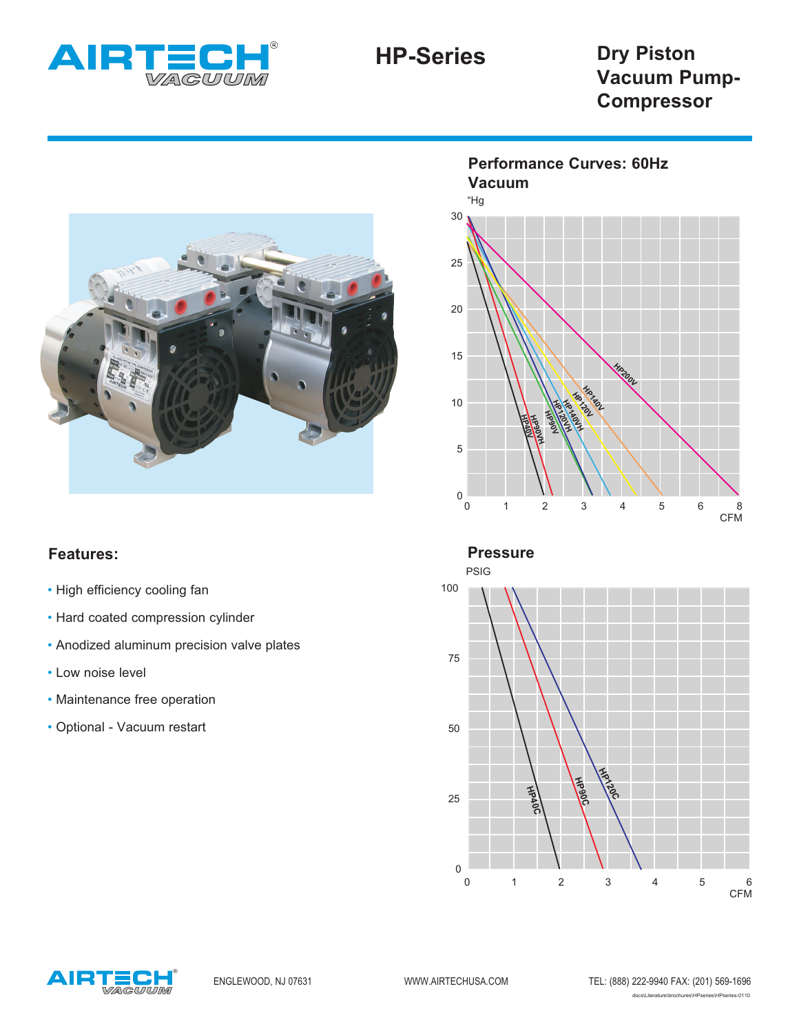# HP-Series

## Dry Piston Vacuum Pump-Compressor

## Performance Curves: 60Hz

### Vacuum

"Hg

30, 25, 20, 15, 10, 5, 0

HP200V, HP140V, HP120V, HP140VH, HP120VH, HP90V, HP90VH, HP40V

0 1 2 3 4 5 6 8

CFM

## Features:

- High efficiency cooling fan
- Hard coated compression cylinder
- Anodized aluminum precision valve plates
- Low noise level
- Maintenance free operation
- Optional - Vacuum restart

### Pressure

PSIG

100, 75, 50, 25, 0

HP40C, HP90C, HP120C

0 1 2 3 4 5 6

CFM

ENGLEWOOD, NJ 07631 WWW.AIRTECHUSA.COM TEL: (888) 222-9940 FAX: (201) 569-1696

docs\Literature\brochures\HPseries\HPseries-0110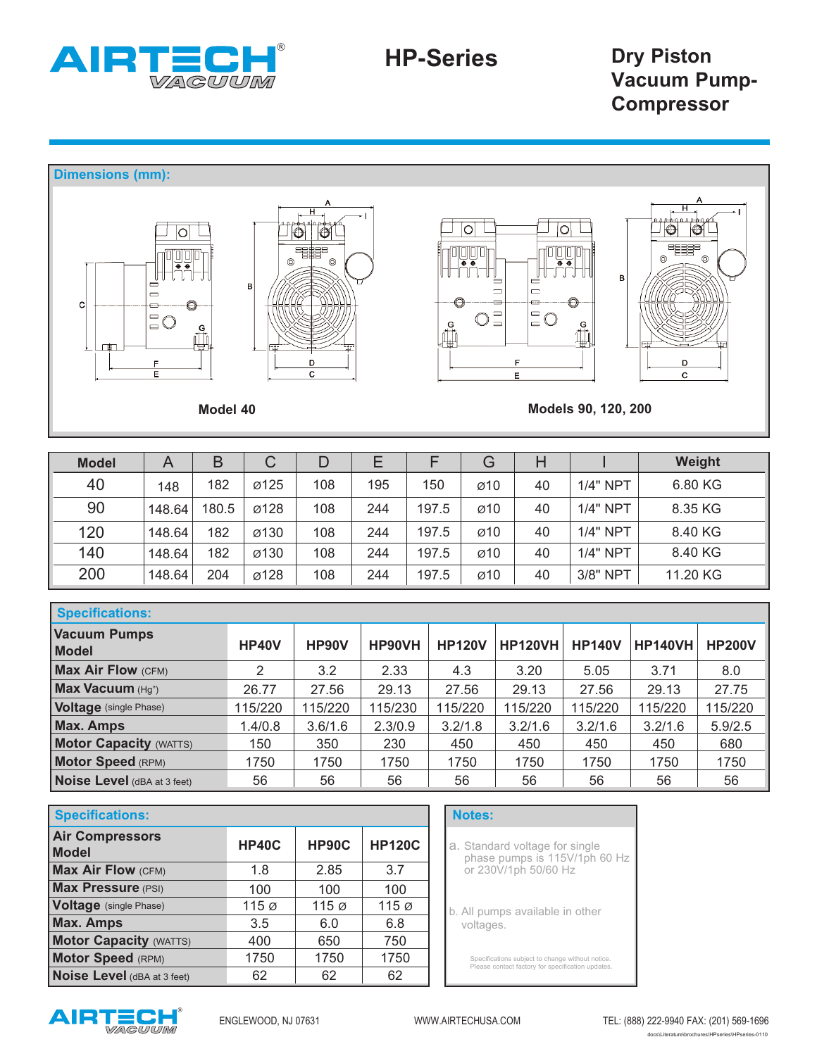# HP-Series

## Dry Piston Vacuum Pump-Compressor

### Dimensions (mm):

A
H
I
B
C
D
F
E
G

Model 40

Models 90, 120, 200

| Model | A | B | C | D | E | F | G | H | I | Weight |
|---|---|---|---|---|---|---|---|---|---|---|
| 40 | 148 | 182 | ø125 | 108 | 195 | 150 | ø10 | 40 | 1/4" NPT | 6.80 KG |
| 90 | 148.64 | 180.5 | ø128 | 108 | 244 | 197.5 | ø10 | 40 | 1/4" NPT | 8.35 KG |
| 120 | 148.64 | 182 | ø130 | 108 | 244 | 197.5 | ø10 | 40 | 1/4" NPT | 8.40 KG |
| 140 | 148.64 | 182 | ø130 | 108 | 244 | 197.5 | ø10 | 40 | 1/4" NPT | 8.40 KG |
| 200 | 148.64 | 204 | ø128 | 108 | 244 | 197.5 | ø10 | 40 | 3/8" NPT | 11.20 KG |

### Specifications:

| **Vacuum Pumps Model** | HP40V | HP90V | HP90VH | HP120V | HP120VH | HP140V | HP140VH | HP200V |
|---|---|---|---|---|---|---|---|---|
| **Max Air Flow** (CFM) | 2 | 3.2 | 2.33 | 4.3 | 3.20 | 5.05 | 3.71 | 8.0 |
| **Max Vacuum** (Hg") | 26.77 | 27.56 | 29.13 | 27.56 | 29.13 | 27.56 | 29.13 | 27.75 |
| **Voltage** (single Phase) | 115/220 | 115/220 | 115/230 | 115/220 | 115/220 | 115/220 | 115/220 | 115/220 |
| **Max. Amps** | 1.4/0.8 | 3.6/1.6 | 2.3/0.9 | 3.2/1.8 | 3.2/1.6 | 3.2/1.6 | 3.2/1.6 | 5.9/2.5 |
| **Motor Capacity** (WATTS) | 150 | 350 | 230 | 450 | 450 | 450 | 450 | 680 |
| **Motor Speed** (RPM) | 1750 | 1750 | 1750 | 1750 | 1750 | 1750 | 1750 | 1750 |
| **Noise Level** (dBA at 3 feet) | 56 | 56 | 56 | 56 | 56 | 56 | 56 | 56 |

### Specifications:

| **Air Compressors Model** | HP40C | HP90C | HP120C |
|---|---|---|---|
| **Max Air Flow** (CFM) | 1.8 | 2.85 | 3.7 |
| **Max Pressure** (PSI) | 100 | 100 | 100 |
| **Voltage** (single Phase) | 115 ø | 115 ø | 115 ø |
| **Max. Amps** | 3.5 | 6.0 | 6.8 |
| **Motor Capacity** (WATTS) | 400 | 650 | 750 |
| **Motor Speed** (RPM) | 1750 | 1750 | 1750 |
| **Noise Level** (dBA at 3 feet) | 62 | 62 | 62 |

### Notes:

a. Standard voltage for single phase pumps is 115V/1ph 60 Hz or 230V/1ph 50/60 Hz

b. All pumps available in other voltages.

Specifications subject to change without notice. Please contact factory for specification updates.

ENGLEWOOD, NJ 07631 WWW.AIRTECHUSA.COM TEL: (888) 222-9940 FAX: (201) 569-1696